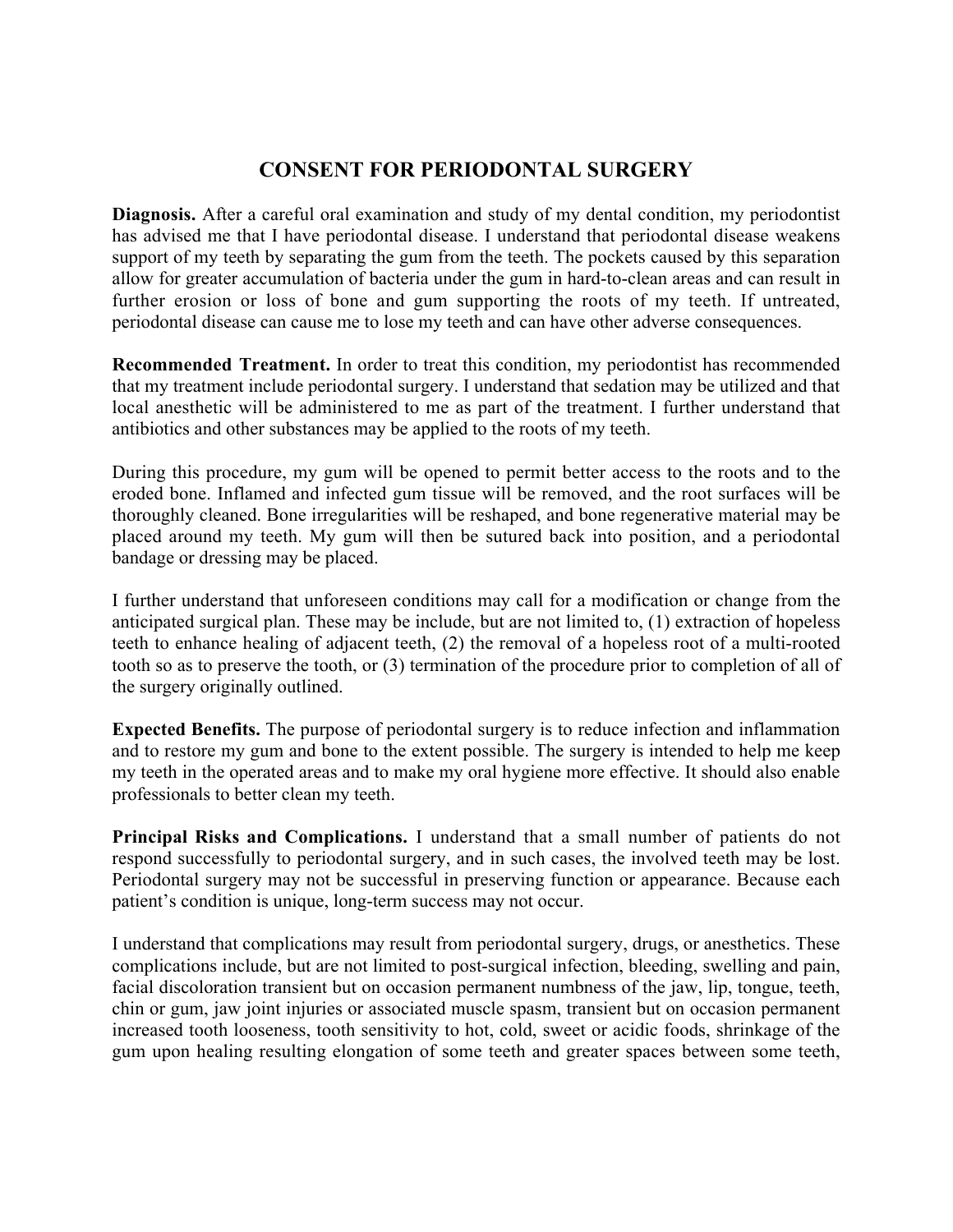# CONSENT FOR PERIODONTAL SURGERY

**Diagnosis.** After a careful oral examination and study of my dental condition, my periodontist has advised me that I have periodontal disease. I understand that periodontal disease weakens support of my teeth by separating the gum from the teeth. The pockets caused by this separation allow for greater accumulation of bacteria under the gum in hard-to-clean areas and can result in further erosion or loss of bone and gum supporting the roots of my teeth. If untreated, periodontal disease can cause me to lose my teeth and can have other adverse consequences.

**Recommended Treatment.** In order to treat this condition, my periodontist has recommended that my treatment include periodontal surgery. I understand that sedation may be utilized and that local anesthetic will be administered to me as part of the treatment. I further understand that antibiotics and other substances may be applied to the roots of my teeth.

During this procedure, my gum will be opened to permit better access to the roots and to the eroded bone. Inflamed and infected gum tissue will be removed, and the root surfaces will be thoroughly cleaned. Bone irregularities will be reshaped, and bone regenerative material may be placed around my teeth. My gum will then be sutured back into position, and a periodontal bandage or dressing may be placed.

I further understand that unforeseen conditions may call for a modification or change from the anticipated surgical plan. These may be include, but are not limited to, (1) extraction of hopeless teeth to enhance healing of adjacent teeth, (2) the removal of a hopeless root of a multi-rooted tooth so as to preserve the tooth, or (3) termination of the procedure prior to completion of all of the surgery originally outlined.

**Expected Benefits.** The purpose of periodontal surgery is to reduce infection and inflammation and to restore my gum and bone to the extent possible. The surgery is intended to help me keep my teeth in the operated areas and to make my oral hygiene more effective. It should also enable professionals to better clean my teeth.

**Principal Risks and Complications.** I understand that a small number of patients do not respond successfully to periodontal surgery, and in such cases, the involved teeth may be lost. Periodontal surgery may not be successful in preserving function or appearance. Because each patient's condition is unique, long-term success may not occur.

I understand that complications may result from periodontal surgery, drugs, or anesthetics. These complications include, but are not limited to post-surgical infection, bleeding, swelling and pain, facial discoloration transient but on occasion permanent numbness of the jaw, lip, tongue, teeth, chin or gum, jaw joint injuries or associated muscle spasm, transient but on occasion permanent increased tooth looseness, tooth sensitivity to hot, cold, sweet or acidic foods, shrinkage of the gum upon healing resulting elongation of some teeth and greater spaces between some teeth,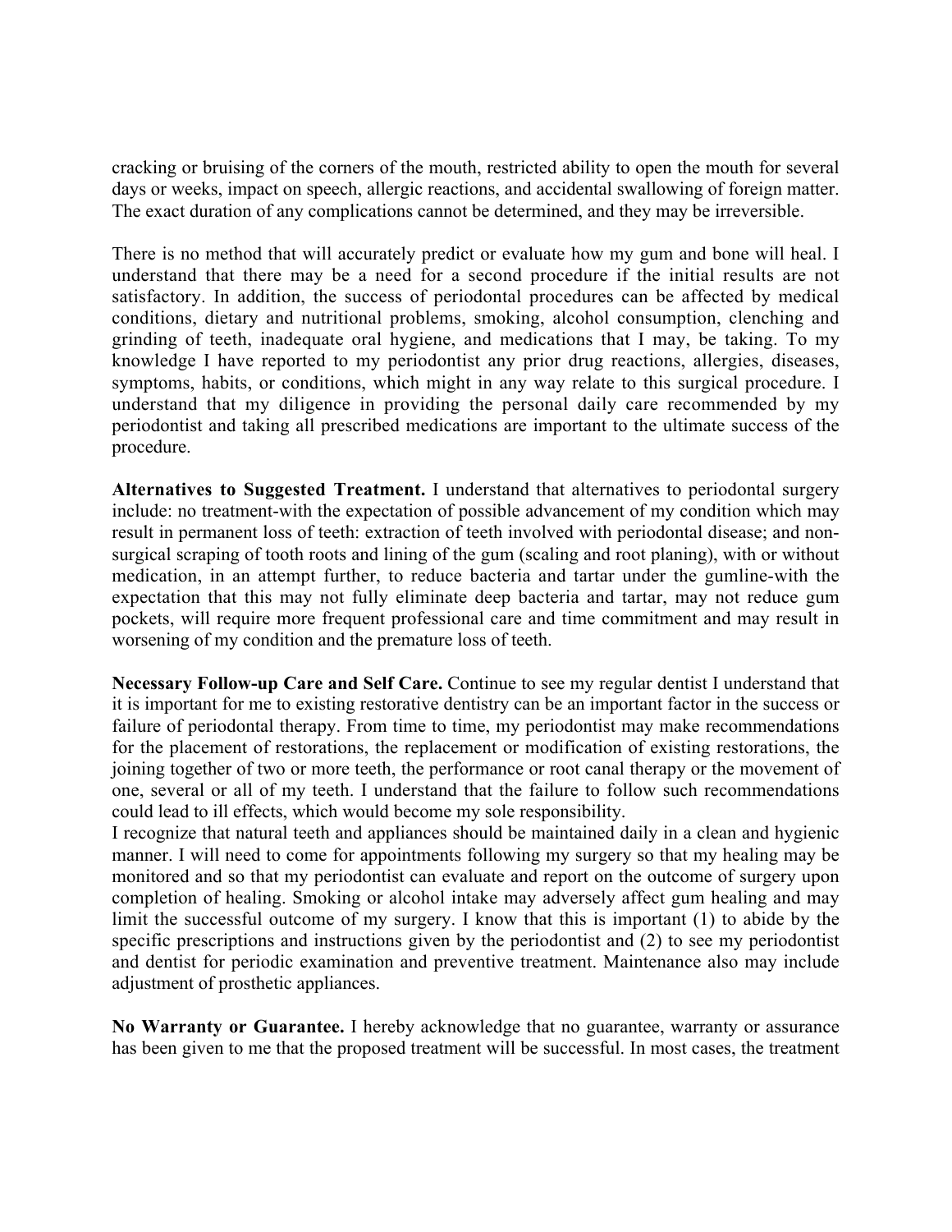cracking or bruising of the corners of the mouth, restricted ability to open the mouth for several days or weeks, impact on speech, allergic reactions, and accidental swallowing of foreign matter. The exact duration of any complications cannot be determined, and they may be irreversible.

There is no method that will accurately predict or evaluate how my gum and bone will heal. I understand that there may be a need for a second procedure if the initial results are not satisfactory. In addition, the success of periodontal procedures can be affected by medical conditions, dietary and nutritional problems, smoking, alcohol consumption, clenching and grinding of teeth, inadequate oral hygiene, and medications that I may, be taking. To my knowledge I have reported to my periodontist any prior drug reactions, allergies, diseases, symptoms, habits, or conditions, which might in any way relate to this surgical procedure. I understand that my diligence in providing the personal daily care recommended by my periodontist and taking all prescribed medications are important to the ultimate success of the procedure.

**Alternatives to Suggested Treatment.** I understand that alternatives to periodontal surgery include: no treatment-with the expectation of possible advancement of my condition which may result in permanent loss of teeth: extraction of teeth involved with periodontal disease; and non-surgical scraping of tooth roots and lining of the gum (scaling and root planing), with or without medication, in an attempt further, to reduce bacteria and tartar under the gumline-with the expectation that this may not fully eliminate deep bacteria and tartar, may not reduce gum pockets, will require more frequent professional care and time commitment and may result in worsening of my condition and the premature loss of teeth.

**Necessary Follow-up Care and Self Care.** Continue to see my regular dentist I understand that it is important for me to existing restorative dentistry can be an important factor in the success or failure of periodontal therapy. From time to time, my periodontist may make recommendations for the placement of restorations, the replacement or modification of existing restorations, the joining together of two or more teeth, the performance or root canal therapy or the movement of one, several or all of my teeth. I understand that the failure to follow such recommendations could lead to ill effects, which would become my sole responsibility.

I recognize that natural teeth and appliances should be maintained daily in a clean and hygienic manner. I will need to come for appointments following my surgery so that my healing may be monitored and so that my periodontist can evaluate and report on the outcome of surgery upon completion of healing. Smoking or alcohol intake may adversely affect gum healing and may limit the successful outcome of my surgery. I know that this is important (1) to abide by the specific prescriptions and instructions given by the periodontist and (2) to see my periodontist and dentist for periodic examination and preventive treatment. Maintenance also may include adjustment of prosthetic appliances.

**No Warranty or Guarantee.** I hereby acknowledge that no guarantee, warranty or assurance has been given to me that the proposed treatment will be successful. In most cases, the treatment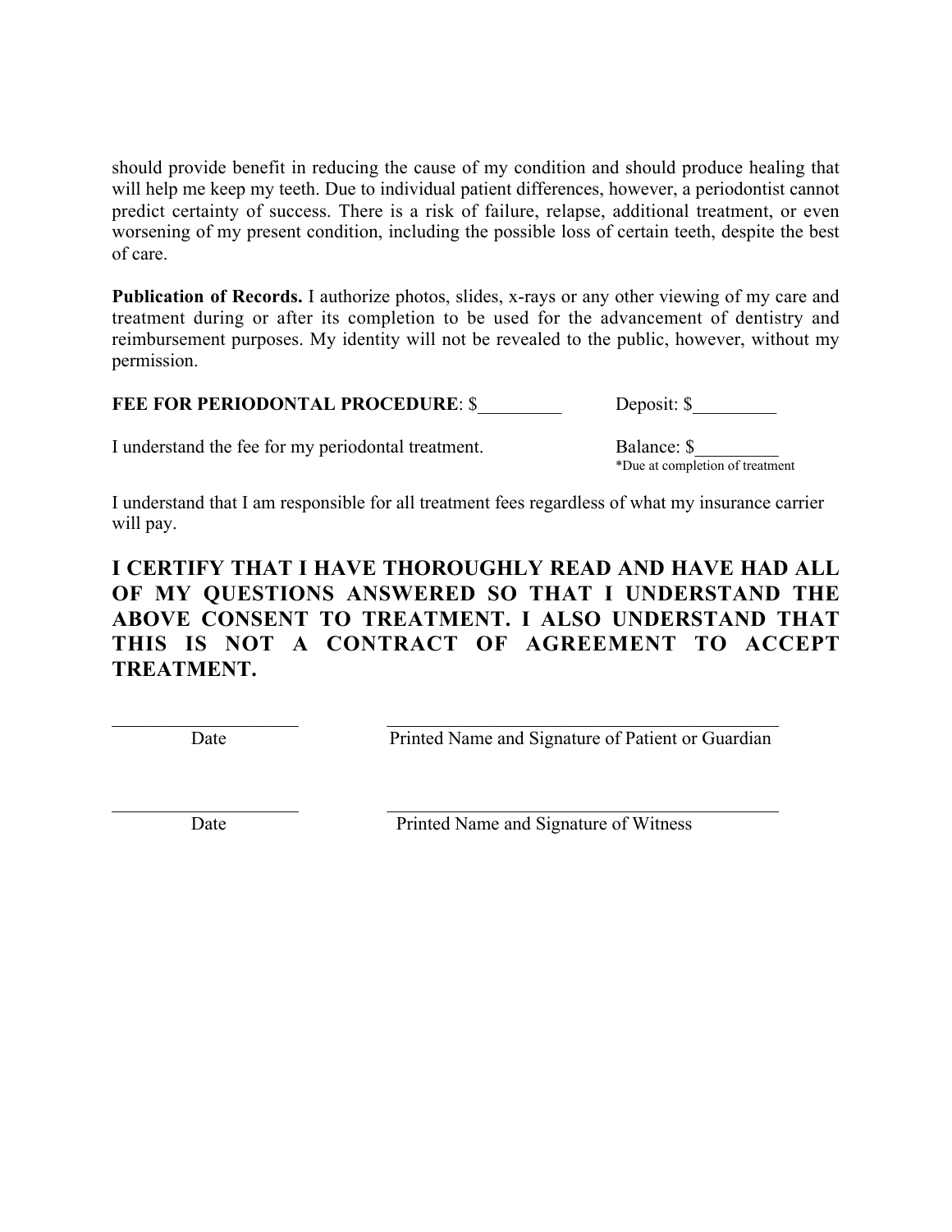should provide benefit in reducing the cause of my condition and should produce healing that will help me keep my teeth. Due to individual patient differences, however, a periodontist cannot predict certainty of success. There is a risk of failure, relapse, additional treatment, or even worsening of my present condition, including the possible loss of certain teeth, despite the best of care.

**Publication of Records.** I authorize photos, slides, x-rays or any other viewing of my care and treatment during or after its completion to be used for the advancement of dentistry and reimbursement purposes. My identity will not be revealed to the public, however, without my permission.

**FEE FOR PERIODONTAL PROCEDURE**: $_________ Deposit: $_________

I understand the fee for my periodontal treatment. Balance: $_________
*Due at completion of treatment

I understand that I am responsible for all treatment fees regardless of what my insurance carrier will pay.

**I CERTIFY THAT I HAVE THOROUGHLY READ AND HAVE HAD ALL OF MY QUESTIONS ANSWERED SO THAT I UNDERSTAND THE ABOVE CONSENT TO TREATMENT. I ALSO UNDERSTAND THAT THIS IS NOT A CONTRACT OF AGREEMENT TO ACCEPT TREATMENT.**

____________________ ________________________________________
Date Printed Name and Signature of Patient or Guardian

____________________ ________________________________________
Date Printed Name and Signature of Witness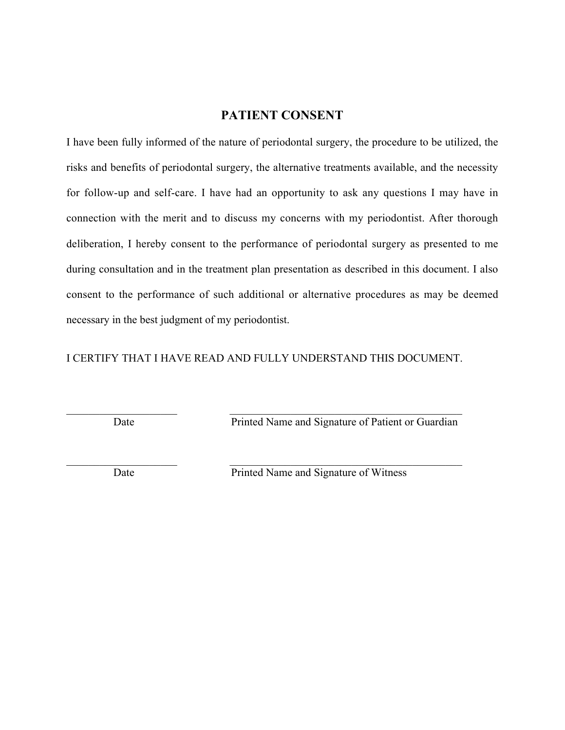## PATIENT CONSENT

I have been fully informed of the nature of periodontal surgery, the procedure to be utilized, the risks and benefits of periodontal surgery, the alternative treatments available, and the necessity for follow-up and self-care. I have had an opportunity to ask any questions I may have in connection with the merit and to discuss my concerns with my periodontist. After thorough deliberation, I hereby consent to the performance of periodontal surgery as presented to me during consultation and in the treatment plan presentation as described in this document. I also consent to the performance of such additional or alternative procedures as may be deemed necessary in the best judgment of my periodontist.

I CERTIFY THAT I HAVE READ AND FULLY UNDERSTAND THIS DOCUMENT.

\_\_\_\_\_\_\_\_\_\_\_\_\_\_\_\_\_\_\_\_ \_\_\_\_\_\_\_\_\_\_\_\_\_\_\_\_\_\_\_\_\_\_\_\_\_\_\_\_\_\_\_\_\_\_\_\_\_\_\_\_

Date Printed Name and Signature of Patient or Guardian

\_\_\_\_\_\_\_\_\_\_\_\_\_\_\_\_\_\_\_\_ \_\_\_\_\_\_\_\_\_\_\_\_\_\_\_\_\_\_\_\_\_\_\_\_\_\_\_\_\_\_\_\_\_\_\_\_\_\_\_\_

Date Printed Name and Signature of Witness